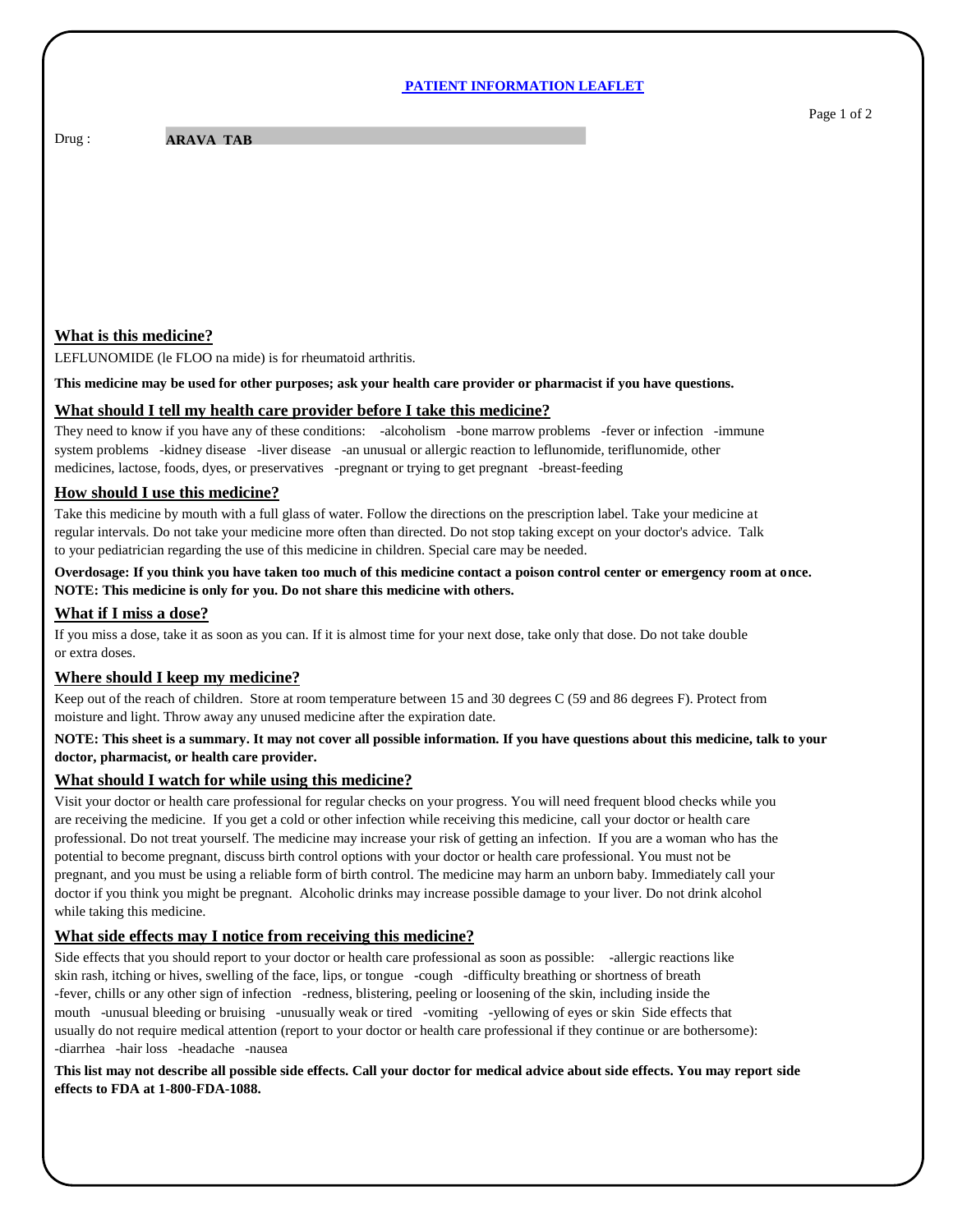# PATIENT INFORMATION LEAFLET

Drug : **ARAVA TAB**

## What is this medicine?

LEFLUNOMIDE (le FLOO na mide) is for rheumatoid arthritis.

**This medicine may be used for other purposes; ask your health care provider or pharmacist if you have questions.**

## What should I tell my health care provider before I take this medicine?

They need to know if you have any of these conditions: -alcoholism -bone marrow problems -fever or infection -immune system problems -kidney disease -liver disease -an unusual or allergic reaction to leflunomide, teriflunomide, other medicines, lactose, foods, dyes, or preservatives -pregnant or trying to get pregnant -breast-feeding

## How should I use this medicine?

Take this medicine by mouth with a full glass of water. Follow the directions on the prescription label. Take your medicine at regular intervals. Do not take your medicine more often than directed. Do not stop taking except on your doctor's advice. Talk to your pediatrician regarding the use of this medicine in children. Special care may be needed.

**Overdosage: If you think you have taken too much of this medicine contact a poison control center or emergency room at once.**
**NOTE: This medicine is only for you. Do not share this medicine with others.**

## What if I miss a dose?

If you miss a dose, take it as soon as you can. If it is almost time for your next dose, take only that dose. Do not take double or extra doses.

## Where should I keep my medicine?

Keep out of the reach of children. Store at room temperature between 15 and 30 degrees C (59 and 86 degrees F). Protect from moisture and light. Throw away any unused medicine after the expiration date.

**NOTE: This sheet is a summary. It may not cover all possible information. If you have questions about this medicine, talk to your doctor, pharmacist, or health care provider.**

## What should I watch for while using this medicine?

Visit your doctor or health care professional for regular checks on your progress. You will need frequent blood checks while you are receiving the medicine. If you get a cold or other infection while receiving this medicine, call your doctor or health care professional. Do not treat yourself. The medicine may increase your risk of getting an infection. If you are a woman who has the potential to become pregnant, discuss birth control options with your doctor or health care professional. You must not be pregnant, and you must be using a reliable form of birth control. The medicine may harm an unborn baby. Immediately call your doctor if you think you might be pregnant. Alcoholic drinks may increase possible damage to your liver. Do not drink alcohol while taking this medicine.

## What side effects may I notice from receiving this medicine?

Side effects that you should report to your doctor or health care professional as soon as possible: -allergic reactions like skin rash, itching or hives, swelling of the face, lips, or tongue -cough -difficulty breathing or shortness of breath -fever, chills or any other sign of infection -redness, blistering, peeling or loosening of the skin, including inside the mouth -unusual bleeding or bruising -unusually weak or tired -vomiting -yellowing of eyes or skin Side effects that usually do not require medical attention (report to your doctor or health care professional if they continue or are bothersome): -diarrhea -hair loss -headache -nausea

**This list may not describe all possible side effects. Call your doctor for medical advice about side effects. You may report side effects to FDA at 1-800-FDA-1088.**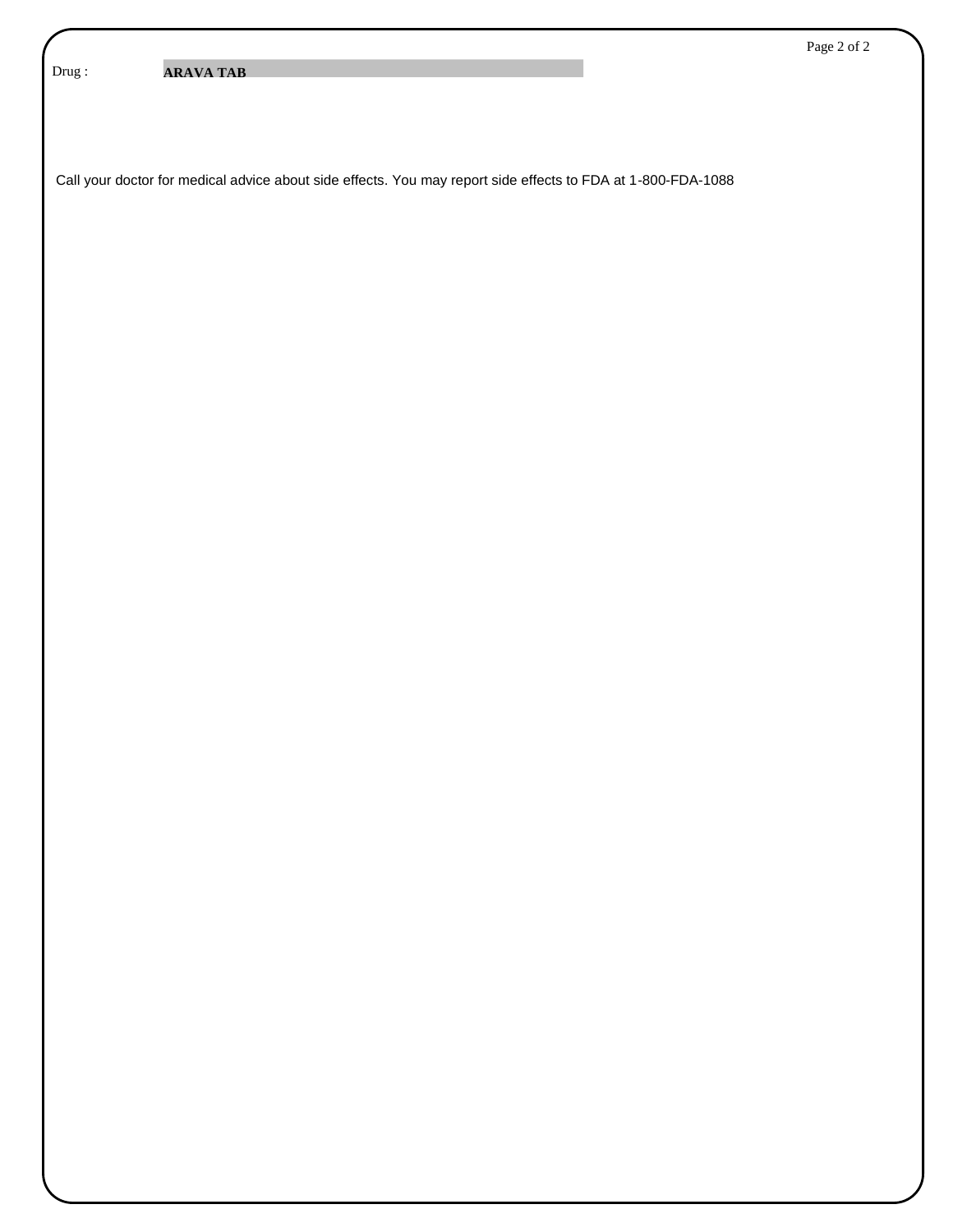Drug : **ARAVA TAB**

Call your doctor for medical advice about side effects. You may report side effects to FDA at 1-800-FDA-1088